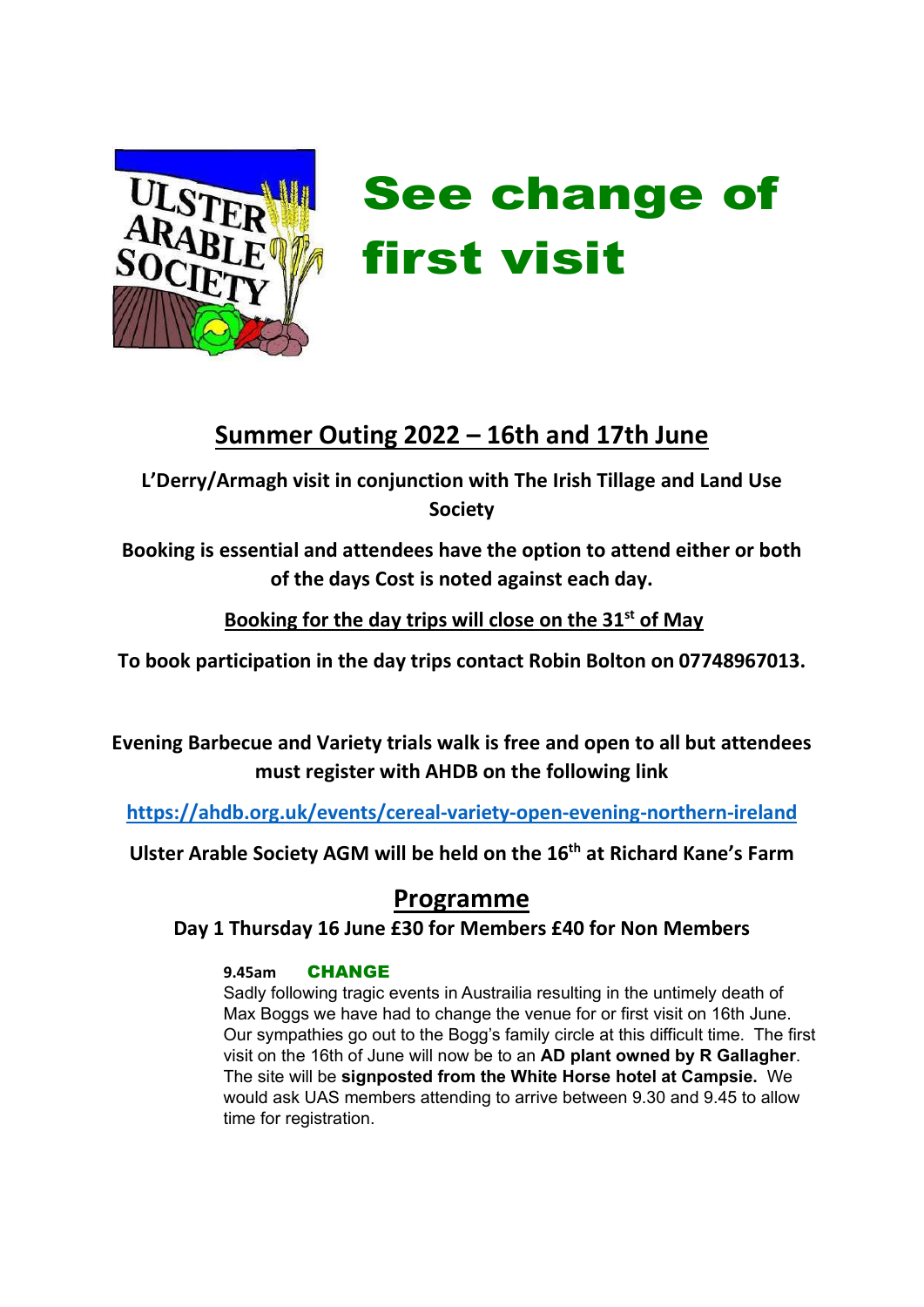# See change of first visit

## Summer Outing 2022 – 16th and 17th June

**L'Derry/Armagh visit in conjunction with The Irish Tillage and Land Use Society**

**Booking is essential and attendees have the option to attend either or both of the days Cost is noted against each day.**

**Booking for the day trips will close on the 31st of May**

**To book participation in the day trips contact Robin Bolton on 07748967013.**

**Evening Barbecue and Variety trials walk is free and open to all but attendees must register with AHDB on the following link**

**https://ahdb.org.uk/events/cereal-variety-open-evening-northern-ireland**

**Ulster Arable Society AGM will be held on the 16th at Richard Kane's Farm**

## Programme

### Day 1 Thursday 16 June £30 for Members £40 for Non Members

**9.45am** **CHANGE**

Sadly following tragic events in Austrailia resulting in the untimely death of Max Boggs we have had to change the venue for or first visit on 16th June. Our sympathies go out to the Bogg's family circle at this difficult time. The first visit on the 16th of June will now be to an **AD plant owned by R Gallagher**. The site will be **signposted from the White Horse hotel at Campsie.** We would ask UAS members attending to arrive between 9.30 and 9.45 to allow time for registration.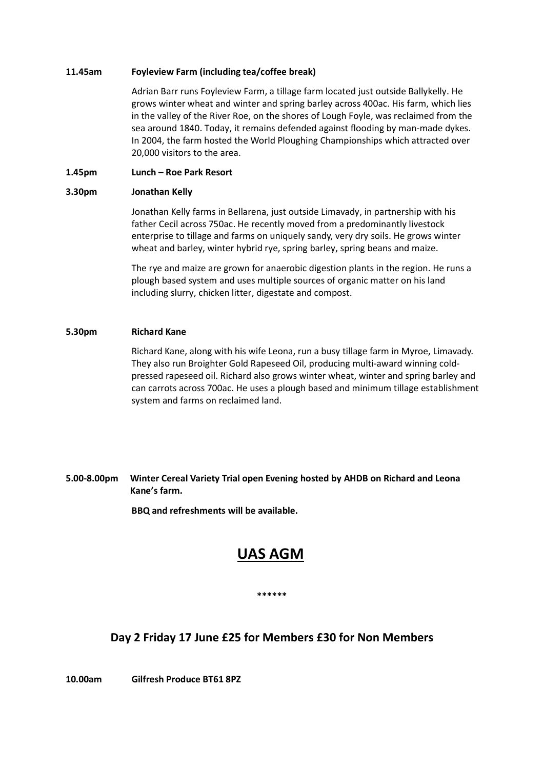**11.45am** **Foyleview Farm (including tea/coffee break)**

Adrian Barr runs Foyleview Farm, a tillage farm located just outside Ballykelly. He grows winter wheat and winter and spring barley across 400ac. His farm, which lies in the valley of the River Roe, on the shores of Lough Foyle, was reclaimed from the sea around 1840. Today, it remains defended against flooding by man-made dykes. In 2004, the farm hosted the World Ploughing Championships which attracted over 20,000 visitors to the area.

**1.45pm** **Lunch – Roe Park Resort**

**3.30pm** **Jonathan Kelly**

Jonathan Kelly farms in Bellarena, just outside Limavady, in partnership with his father Cecil across 750ac. He recently moved from a predominantly livestock enterprise to tillage and farms on uniquely sandy, very dry soils. He grows winter wheat and barley, winter hybrid rye, spring barley, spring beans and maize.

The rye and maize are grown for anaerobic digestion plants in the region. He runs a plough based system and uses multiple sources of organic matter on his land including slurry, chicken litter, digestate and compost.

**5.30pm** **Richard Kane**

Richard Kane, along with his wife Leona, run a busy tillage farm in Myroe, Limavady. They also run Broighter Gold Rapeseed Oil, producing multi-award winning cold-pressed rapeseed oil. Richard also grows winter wheat, winter and spring barley and can carrots across 700ac. He uses a plough based and minimum tillage establishment system and farms on reclaimed land.

**5.00-8.00pm** **Winter Cereal Variety Trial open Evening hosted by AHDB on Richard and Leona Kane's farm.**

**BBQ and refreshments will be available.**

# UAS AGM

\*\*\*\*\*\*

## Day 2 Friday 17 June £25 for Members £30 for Non Members

**10.00am** **Gilfresh Produce BT61 8PZ**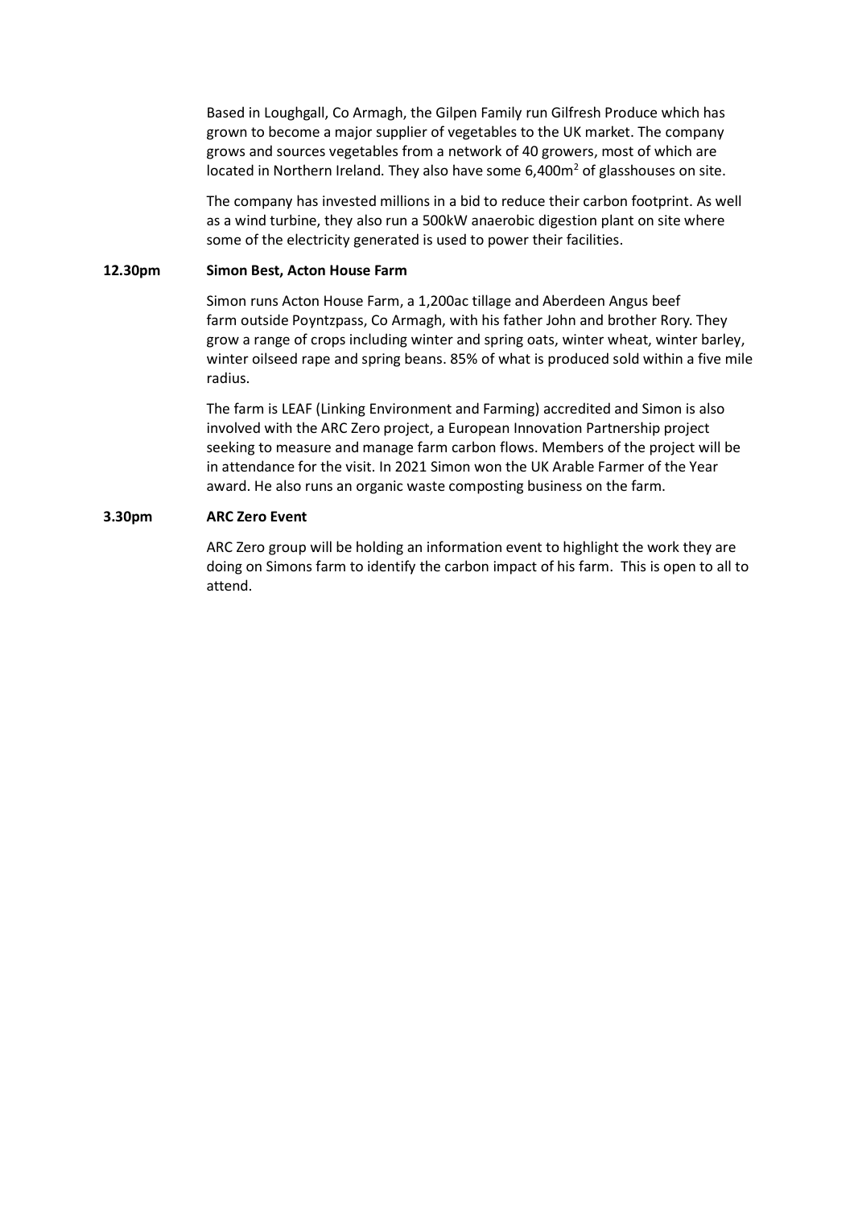Based in Loughgall, Co Armagh, the Gilpen Family run Gilfresh Produce which has grown to become a major supplier of vegetables to the UK market. The company grows and sources vegetables from a network of 40 growers, most of which are located in Northern Ireland. They also have some 6,400m$^2$ of glasshouses on site.

The company has invested millions in a bid to reduce their carbon footprint. As well as a wind turbine, they also run a 500kW anaerobic digestion plant on site where some of the electricity generated is used to power their facilities.

**12.30pm Simon Best, Acton House Farm**

Simon runs Acton House Farm, a 1,200ac tillage and Aberdeen Angus beef farm outside Poyntzpass, Co Armagh, with his father John and brother Rory. They grow a range of crops including winter and spring oats, winter wheat, winter barley, winter oilseed rape and spring beans. 85% of what is produced sold within a five mile radius.

The farm is LEAF (Linking Environment and Farming) accredited and Simon is also involved with the ARC Zero project, a European Innovation Partnership project seeking to measure and manage farm carbon flows. Members of the project will be in attendance for the visit. In 2021 Simon won the UK Arable Farmer of the Year award. He also runs an organic waste composting business on the farm.

**3.30pm ARC Zero Event**

ARC Zero group will be holding an information event to highlight the work they are doing on Simons farm to identify the carbon impact of his farm. This is open to all to attend.